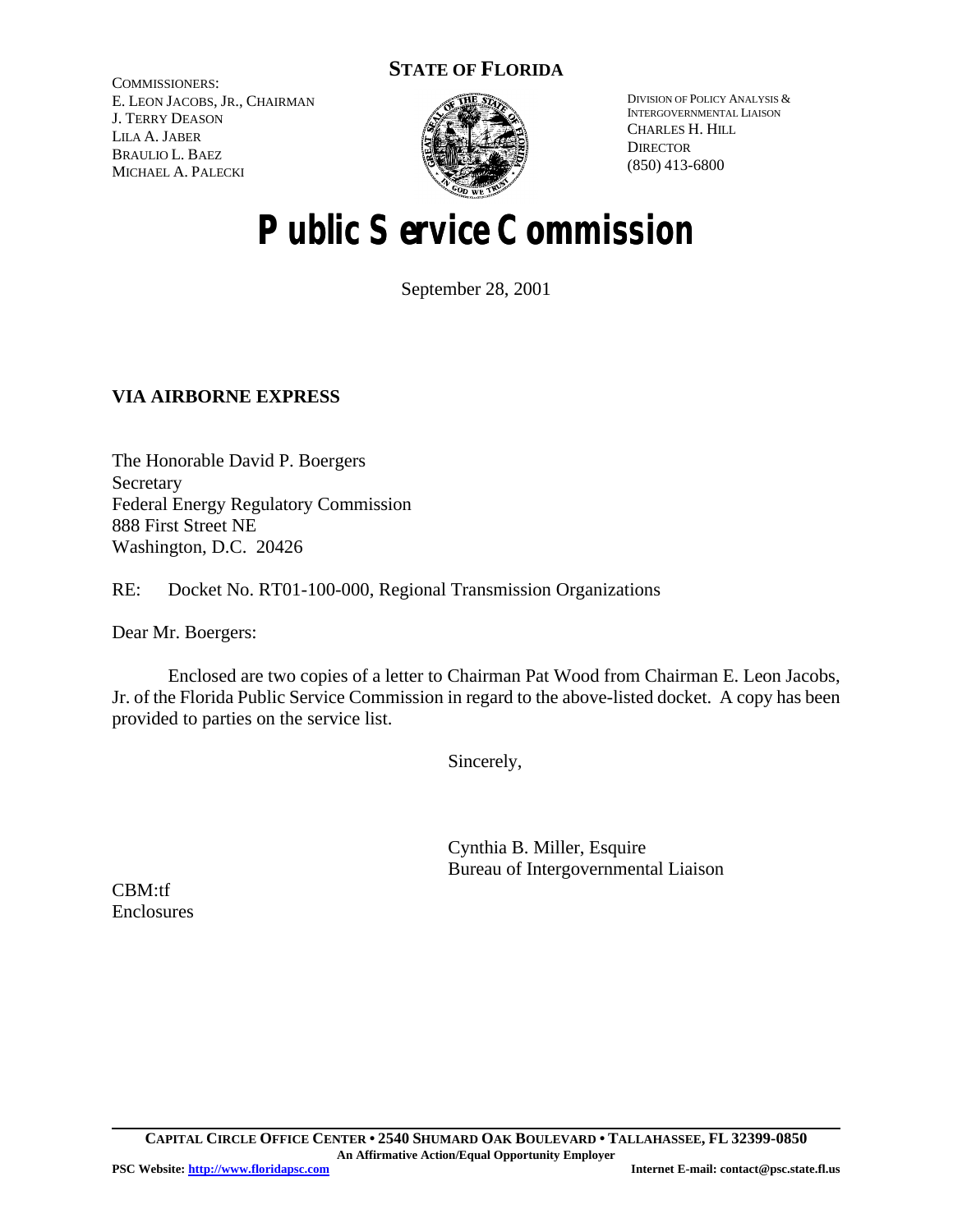**STATE OF FLORIDA**

COMMISSIONERS:
E. LEON JACOBS, JR., CHAIRMAN
J. TERRY DEASON
LILA A. JABER
BRAULIO L. BAEZ
MICHAEL A. PALECKI

DIVISION OF POLICY ANALYSIS &
INTERGOVERNMENTAL LIAISON
CHARLES H. HILL
DIRECTOR
(850) 413-6800

# Public Service Commission

September 28, 2001

**VIA AIRBORNE EXPRESS**

The Honorable David P. Boergers
Secretary
Federal Energy Regulatory Commission
888 First Street NE
Washington, D.C. 20426

RE: Docket No. RT01-100-000, Regional Transmission Organizations

Dear Mr. Boergers:

Enclosed are two copies of a letter to Chairman Pat Wood from Chairman E. Leon Jacobs, Jr. of the Florida Public Service Commission in regard to the above-listed docket. A copy has been provided to parties on the service list.

Sincerely,

Cynthia B. Miller, Esquire
Bureau of Intergovernmental Liaison

CBM:tf
Enclosures

CAPITAL CIRCLE OFFICE CENTER • 2540 SHUMARD OAK BOULEVARD • TALLAHASSEE, FL 32399-0850
An Affirmative Action/Equal Opportunity Employer
PSC Website: http://www.floridapsc.com Internet E-mail: contact@psc.state.fl.us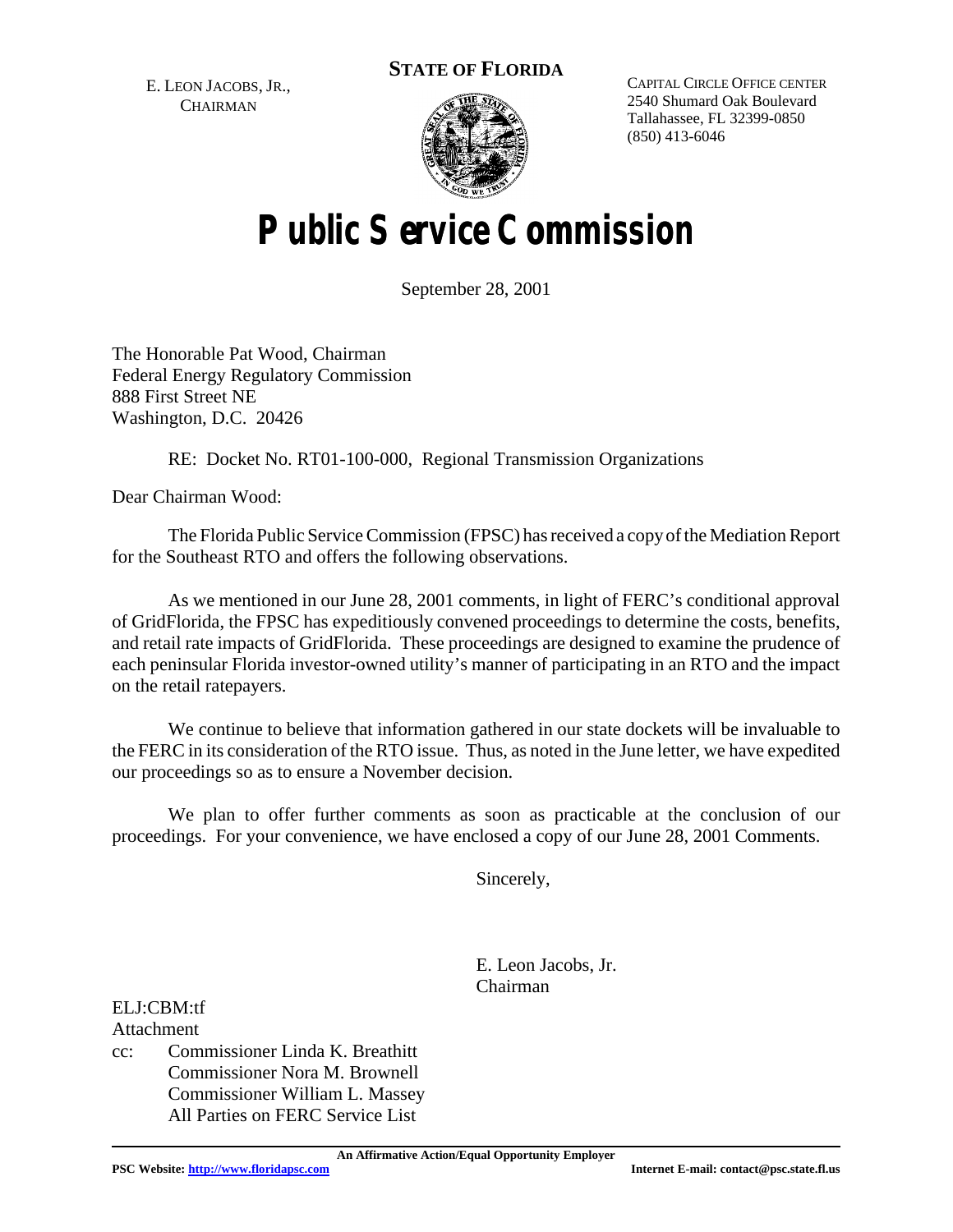E. LEON JACOBS, JR., CHAIRMAN

**STATE OF FLORIDA**

CAPITAL CIRCLE OFFICE CENTER
2540 Shumard Oak Boulevard
Tallahassee, FL 32399-0850
(850) 413-6046

# Public Service Commission

September 28, 2001

The Honorable Pat Wood, Chairman
Federal Energy Regulatory Commission
888 First Street NE
Washington, D.C. 20426

RE: Docket No. RT01-100-000, Regional Transmission Organizations

Dear Chairman Wood:

The Florida Public Service Commission (FPSC) has received a copy of the Mediation Report for the Southeast RTO and offers the following observations.

As we mentioned in our June 28, 2001 comments, in light of FERC's conditional approval of GridFlorida, the FPSC has expeditiously convened proceedings to determine the costs, benefits, and retail rate impacts of GridFlorida. These proceedings are designed to examine the prudence of each peninsular Florida investor-owned utility's manner of participating in an RTO and the impact on the retail ratepayers.

We continue to believe that information gathered in our state dockets will be invaluable to the FERC in its consideration of the RTO issue. Thus, as noted in the June letter, we have expedited our proceedings so as to ensure a November decision.

We plan to offer further comments as soon as practicable at the conclusion of our proceedings. For your convenience, we have enclosed a copy of our June 28, 2001 Comments.

Sincerely,

E. Leon Jacobs, Jr.
Chairman

ELJ:CBM:tf
Attachment
cc: Commissioner Linda K. Breathitt
Commissioner Nora M. Brownell
Commissioner William L. Massey
All Parties on FERC Service List

**An Affirmative Action/Equal Opportunity Employer**

**PSC Website: http://www.floridapsc.com** **Internet E-mail: contact@psc.state.fl.us**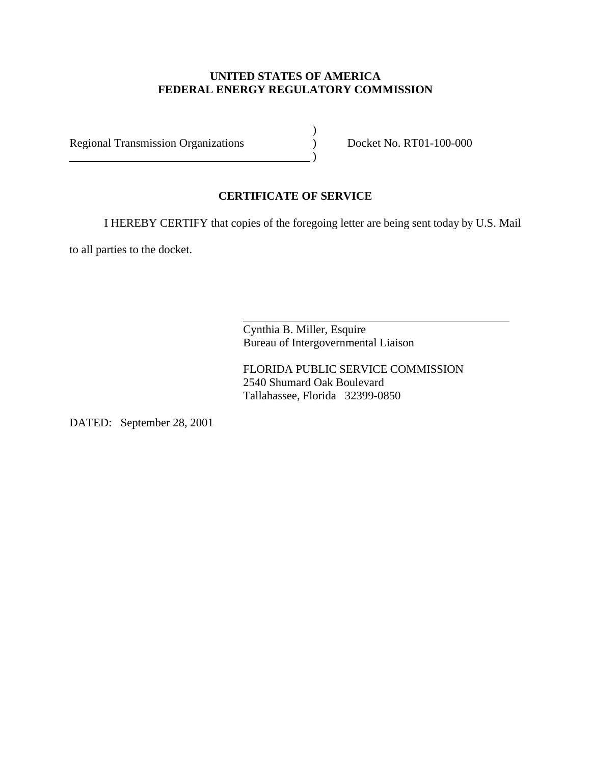**UNITED STATES OF AMERICA**
**FEDERAL ENERGY REGULATORY COMMISSION**

| | | |
|---|---|---|
| Regional Transmission Organizations | ) | Docket No. RT01-100-000 |

## CERTIFICATE OF SERVICE

I HEREBY CERTIFY that copies of the foregoing letter are being sent today by U.S. Mail to all parties to the docket.

Cynthia B. Miller, Esquire
Bureau of Intergovernmental Liaison

FLORIDA PUBLIC SERVICE COMMISSION
2540 Shumard Oak Boulevard
Tallahassee, Florida 32399-0850

DATED: September 28, 2001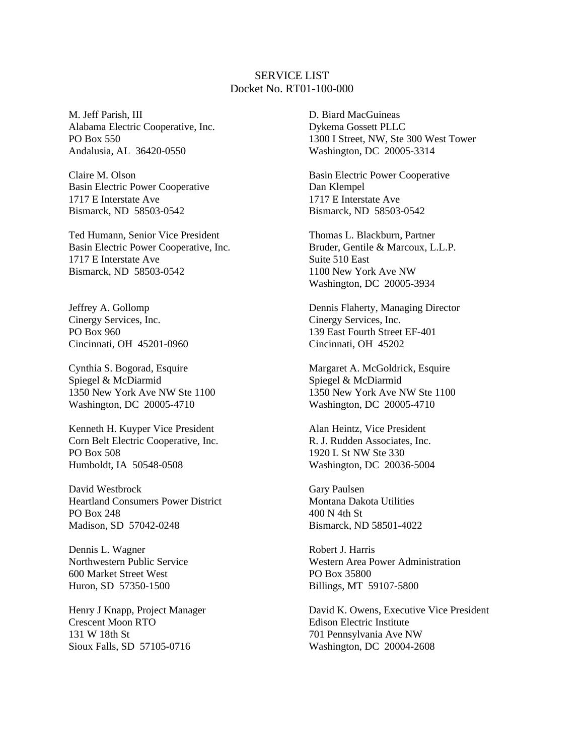SERVICE LIST
Docket No. RT01-100-000

M. Jeff Parish, III
Alabama Electric Cooperative, Inc.
PO Box 550
Andalusia, AL 36420-0550

D. Biard MacGuineas
Dykema Gossett PLLC
1300 I Street, NW, Ste 300 West Tower
Washington, DC 20005-3314

Claire M. Olson
Basin Electric Power Cooperative
1717 E Interstate Ave
Bismarck, ND 58503-0542

Basin Electric Power Cooperative
Dan Klempel
1717 E Interstate Ave
Bismarck, ND 58503-0542

Ted Humann, Senior Vice President
Basin Electric Power Cooperative, Inc.
1717 E Interstate Ave
Bismarck, ND 58503-0542

Thomas L. Blackburn, Partner
Bruder, Gentile & Marcoux, L.L.P.
Suite 510 East
1100 New York Ave NW
Washington, DC 20005-3934

Jeffrey A. Gollomp
Cinergy Services, Inc.
PO Box 960
Cincinnati, OH 45201-0960

Dennis Flaherty, Managing Director
Cinergy Services, Inc.
139 East Fourth Street EF-401
Cincinnati, OH 45202

Cynthia S. Bogorad, Esquire
Spiegel & McDiarmid
1350 New York Ave NW Ste 1100
Washington, DC 20005-4710

Margaret A. McGoldrick, Esquire
Spiegel & McDiarmid
1350 New York Ave NW Ste 1100
Washington, DC 20005-4710

Kenneth H. Kuyper Vice President
Corn Belt Electric Cooperative, Inc.
PO Box 508
Humboldt, IA 50548-0508

Alan Heintz, Vice President
R. J. Rudden Associates, Inc.
1920 L St NW Ste 330
Washington, DC 20036-5004

David Westbrock
Heartland Consumers Power District
PO Box 248
Madison, SD 57042-0248

Gary Paulsen
Montana Dakota Utilities
400 N 4th St
Bismarck, ND 58501-4022

Dennis L. Wagner
Northwestern Public Service
600 Market Street West
Huron, SD 57350-1500

Robert J. Harris
Western Area Power Administration
PO Box 35800
Billings, MT 59107-5800

Henry J Knapp, Project Manager
Crescent Moon RTO
131 W 18th St
Sioux Falls, SD 57105-0716

David K. Owens, Executive Vice President
Edison Electric Institute
701 Pennsylvania Ave NW
Washington, DC 20004-2608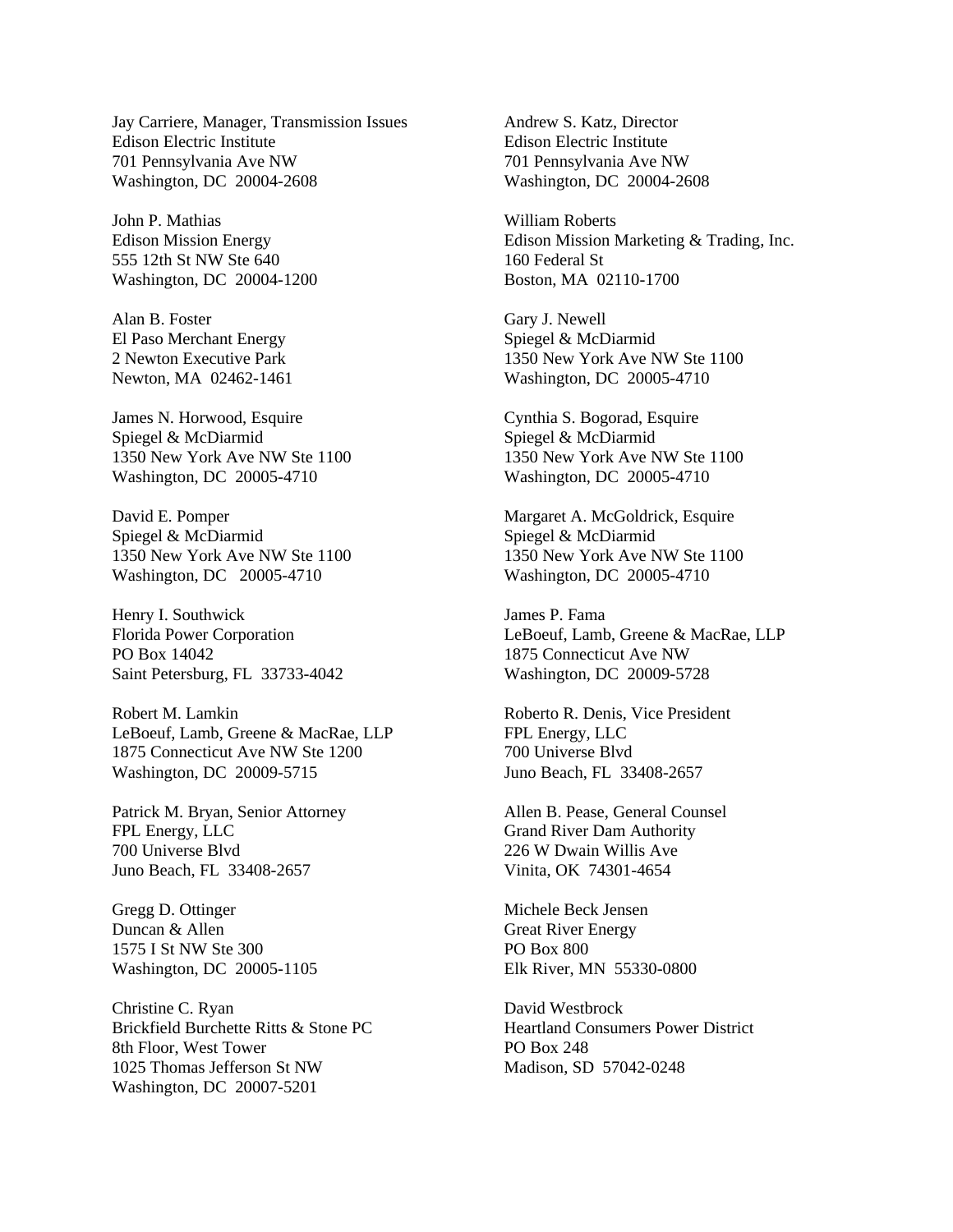Jay Carriere, Manager, Transmission Issues
Edison Electric Institute
701 Pennsylvania Ave NW
Washington, DC 20004-2608

Andrew S. Katz, Director
Edison Electric Institute
701 Pennsylvania Ave NW
Washington, DC 20004-2608

John P. Mathias
Edison Mission Energy
555 12th St NW Ste 640
Washington, DC 20004-1200

William Roberts
Edison Mission Marketing & Trading, Inc.
160 Federal St
Boston, MA 02110-1700

Alan B. Foster
El Paso Merchant Energy
2 Newton Executive Park
Newton, MA 02462-1461

Gary J. Newell
Spiegel & McDiarmid
1350 New York Ave NW Ste 1100
Washington, DC 20005-4710

James N. Horwood, Esquire
Spiegel & McDiarmid
1350 New York Ave NW Ste 1100
Washington, DC 20005-4710

Cynthia S. Bogorad, Esquire
Spiegel & McDiarmid
1350 New York Ave NW Ste 1100
Washington, DC 20005-4710

David E. Pomper
Spiegel & McDiarmid
1350 New York Ave NW Ste 1100
Washington, DC 20005-4710

Margaret A. McGoldrick, Esquire
Spiegel & McDiarmid
1350 New York Ave NW Ste 1100
Washington, DC 20005-4710

Henry I. Southwick
Florida Power Corporation
PO Box 14042
Saint Petersburg, FL 33733-4042

James P. Fama
LeBoeuf, Lamb, Greene & MacRae, LLP
1875 Connecticut Ave NW
Washington, DC 20009-5728

Robert M. Lamkin
LeBoeuf, Lamb, Greene & MacRae, LLP
1875 Connecticut Ave NW Ste 1200
Washington, DC 20009-5715

Roberto R. Denis, Vice President
FPL Energy, LLC
700 Universe Blvd
Juno Beach, FL 33408-2657

Patrick M. Bryan, Senior Attorney
FPL Energy, LLC
700 Universe Blvd
Juno Beach, FL 33408-2657

Allen B. Pease, General Counsel
Grand River Dam Authority
226 W Dwain Willis Ave
Vinita, OK 74301-4654

Gregg D. Ottinger
Duncan & Allen
1575 I St NW Ste 300
Washington, DC 20005-1105

Michele Beck Jensen
Great River Energy
PO Box 800
Elk River, MN 55330-0800

Christine C. Ryan
Brickfield Burchette Ritts & Stone PC
8th Floor, West Tower
1025 Thomas Jefferson St NW
Washington, DC 20007-5201

David Westbrock
Heartland Consumers Power District
PO Box 248
Madison, SD 57042-0248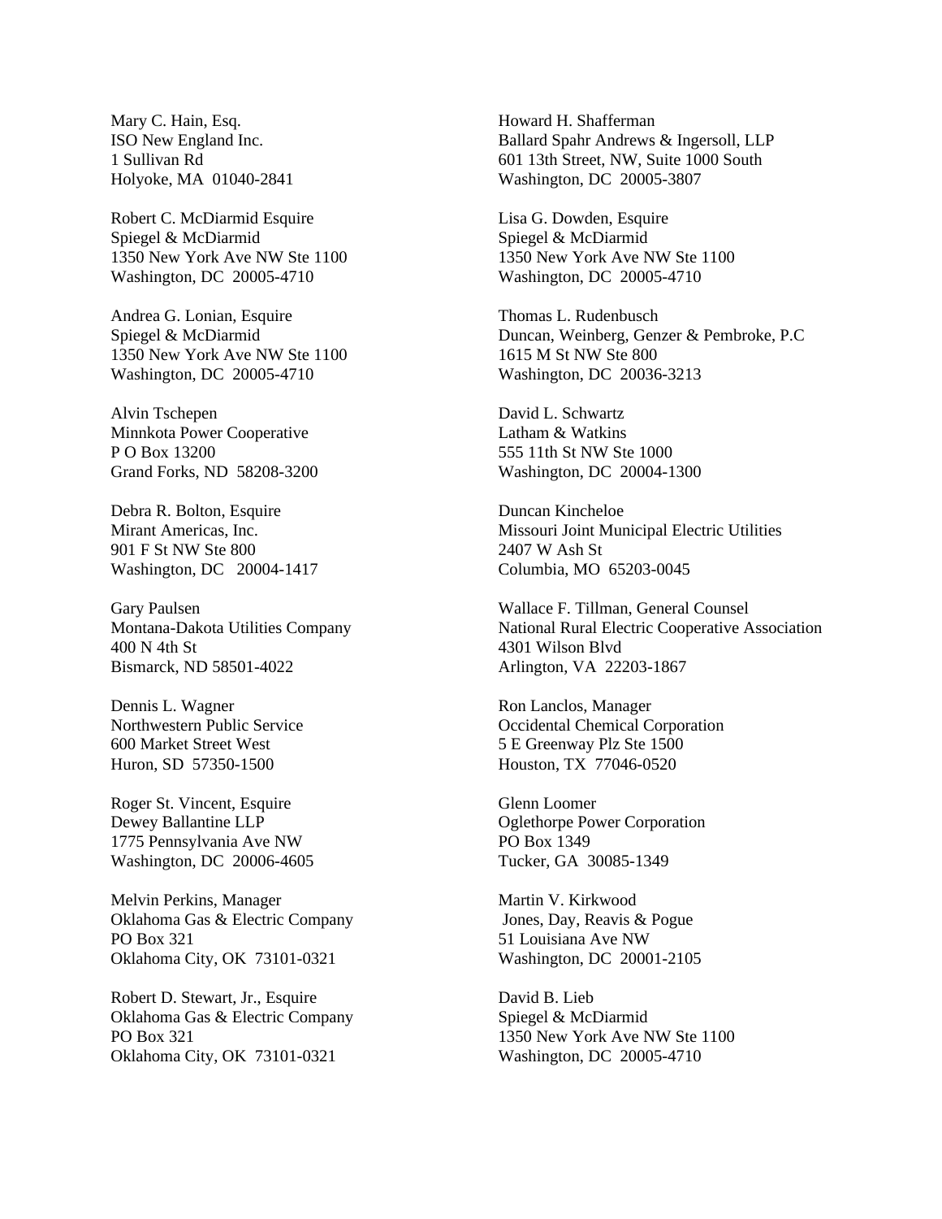Mary C. Hain, Esq.
ISO New England Inc.
1 Sullivan Rd
Holyoke, MA  01040-2841

Robert C. McDiarmid Esquire
Spiegel & McDiarmid
1350 New York Ave NW Ste 1100
Washington, DC  20005-4710

Andrea G. Lonian, Esquire
Spiegel & McDiarmid
1350 New York Ave NW Ste 1100
Washington, DC  20005-4710

Alvin Tschepen
Minnkota Power Cooperative
P O Box 13200
Grand Forks, ND  58208-3200

Debra R. Bolton, Esquire
Mirant Americas, Inc.
901 F St NW Ste 800
Washington, DC   20004-1417

Gary Paulsen
Montana-Dakota Utilities Company
400 N 4th St
Bismarck, ND 58501-4022

Dennis L. Wagner
Northwestern Public Service
600 Market Street West
Huron, SD  57350-1500

Roger St. Vincent, Esquire
Dewey Ballantine LLP
1775 Pennsylvania Ave NW
Washington, DC  20006-4605

Melvin Perkins, Manager
Oklahoma Gas & Electric Company
PO Box 321
Oklahoma City, OK  73101-0321

Robert D. Stewart, Jr., Esquire
Oklahoma Gas & Electric Company
PO Box 321
Oklahoma City, OK  73101-0321

Howard H. Shafferman
Ballard Spahr Andrews & Ingersoll, LLP
601 13th Street, NW, Suite 1000 South
Washington, DC  20005-3807

Lisa G. Dowden, Esquire
Spiegel & McDiarmid
1350 New York Ave NW Ste 1100
Washington, DC  20005-4710

Thomas L. Rudenbusch
Duncan, Weinberg, Genzer & Pembroke, P.C
1615 M St NW Ste 800
Washington, DC  20036-3213

David L. Schwartz
Latham & Watkins
555 11th St NW Ste 1000
Washington, DC  20004-1300

Duncan Kincheloe
Missouri Joint Municipal Electric Utilities
2407 W Ash St
Columbia, MO  65203-0045

Wallace F. Tillman, General Counsel
National Rural Electric Cooperative Association
4301 Wilson Blvd
Arlington, VA  22203-1867

Ron Lanclos, Manager
Occidental Chemical Corporation
5 E Greenway Plz Ste 1500
Houston, TX  77046-0520

Glenn Loomer
Oglethorpe Power Corporation
PO Box 1349
Tucker, GA  30085-1349

Martin V. Kirkwood
Jones, Day, Reavis & Pogue
51 Louisiana Ave NW
Washington, DC  20001-2105

David B. Lieb
Spiegel & McDiarmid
1350 New York Ave NW Ste 1100
Washington, DC  20005-4710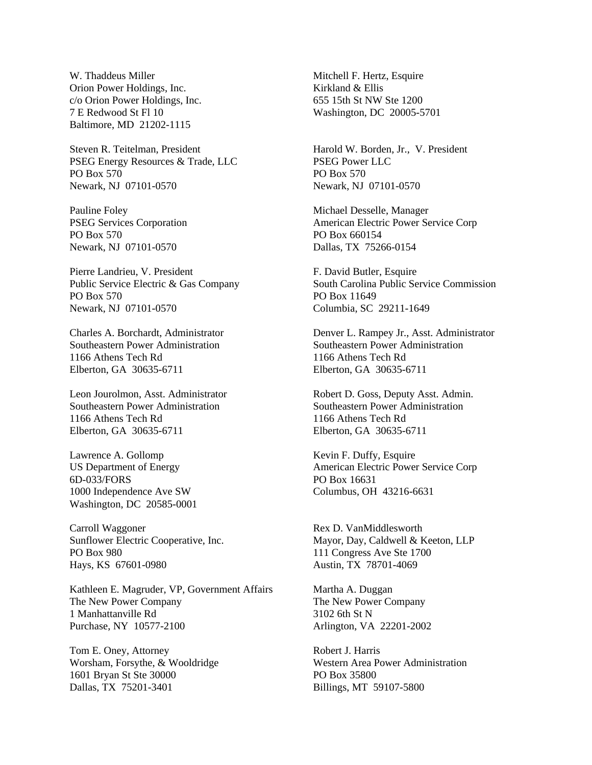W. Thaddeus Miller
Orion Power Holdings, Inc.
c/o Orion Power Holdings, Inc.
7 E Redwood St Fl 10
Baltimore, MD 21202-1115

Mitchell F. Hertz, Esquire
Kirkland & Ellis
655 15th St NW Ste 1200
Washington, DC 20005-5701

Steven R. Teitelman, President
PSEG Energy Resources & Trade, LLC
PO Box 570
Newark, NJ 07101-0570

Harold W. Borden, Jr., V. President
PSEG Power LLC
PO Box 570
Newark, NJ 07101-0570

Pauline Foley
PSEG Services Corporation
PO Box 570
Newark, NJ 07101-0570

Michael Desselle, Manager
American Electric Power Service Corp
PO Box 660154
Dallas, TX 75266-0154

Pierre Landrieu, V. President
Public Service Electric & Gas Company
PO Box 570
Newark, NJ 07101-0570

F. David Butler, Esquire
South Carolina Public Service Commission
PO Box 11649
Columbia, SC 29211-1649

Charles A. Borchardt, Administrator
Southeastern Power Administration
1166 Athens Tech Rd
Elberton, GA 30635-6711

Denver L. Rampey Jr., Asst. Administrator
Southeastern Power Administration
1166 Athens Tech Rd
Elberton, GA 30635-6711

Leon Jourolmon, Asst. Administrator
Southeastern Power Administration
1166 Athens Tech Rd
Elberton, GA 30635-6711

Robert D. Goss, Deputy Asst. Admin.
Southeastern Power Administration
1166 Athens Tech Rd
Elberton, GA 30635-6711

Lawrence A. Gollomp
US Department of Energy
6D-033/FORS
1000 Independence Ave SW
Washington, DC 20585-0001

Kevin F. Duffy, Esquire
American Electric Power Service Corp
PO Box 16631
Columbus, OH 43216-6631

Carroll Waggoner
Sunflower Electric Cooperative, Inc.
PO Box 980
Hays, KS 67601-0980

Rex D. VanMiddlesworth
Mayor, Day, Caldwell & Keeton, LLP
111 Congress Ave Ste 1700
Austin, TX 78701-4069

Kathleen E. Magruder, VP, Government Affairs
The New Power Company
1 Manhattanville Rd
Purchase, NY 10577-2100

Martha A. Duggan
The New Power Company
3102 6th St N
Arlington, VA 22201-2002

Tom E. Oney, Attorney
Worsham, Forsythe, & Wooldridge
1601 Bryan St Ste 30000
Dallas, TX 75201-3401

Robert J. Harris
Western Area Power Administration
PO Box 35800
Billings, MT 59107-5800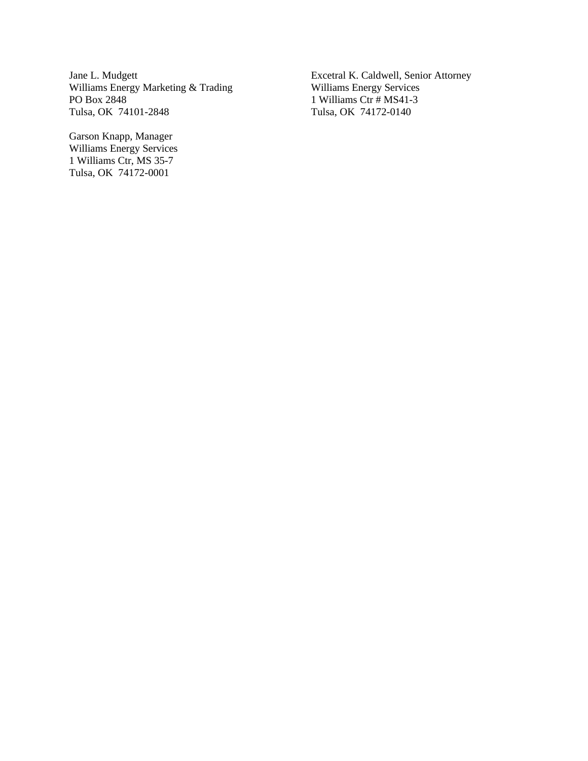Jane L. Mudgett
Williams Energy Marketing & Trading
PO Box 2848
Tulsa, OK  74101-2848

Garson Knapp, Manager
Williams Energy Services
1 Williams Ctr, MS 35-7
Tulsa, OK  74172-0001

Excetral K. Caldwell, Senior Attorney
Williams Energy Services
1 Williams Ctr # MS41-3
Tulsa, OK  74172-0140